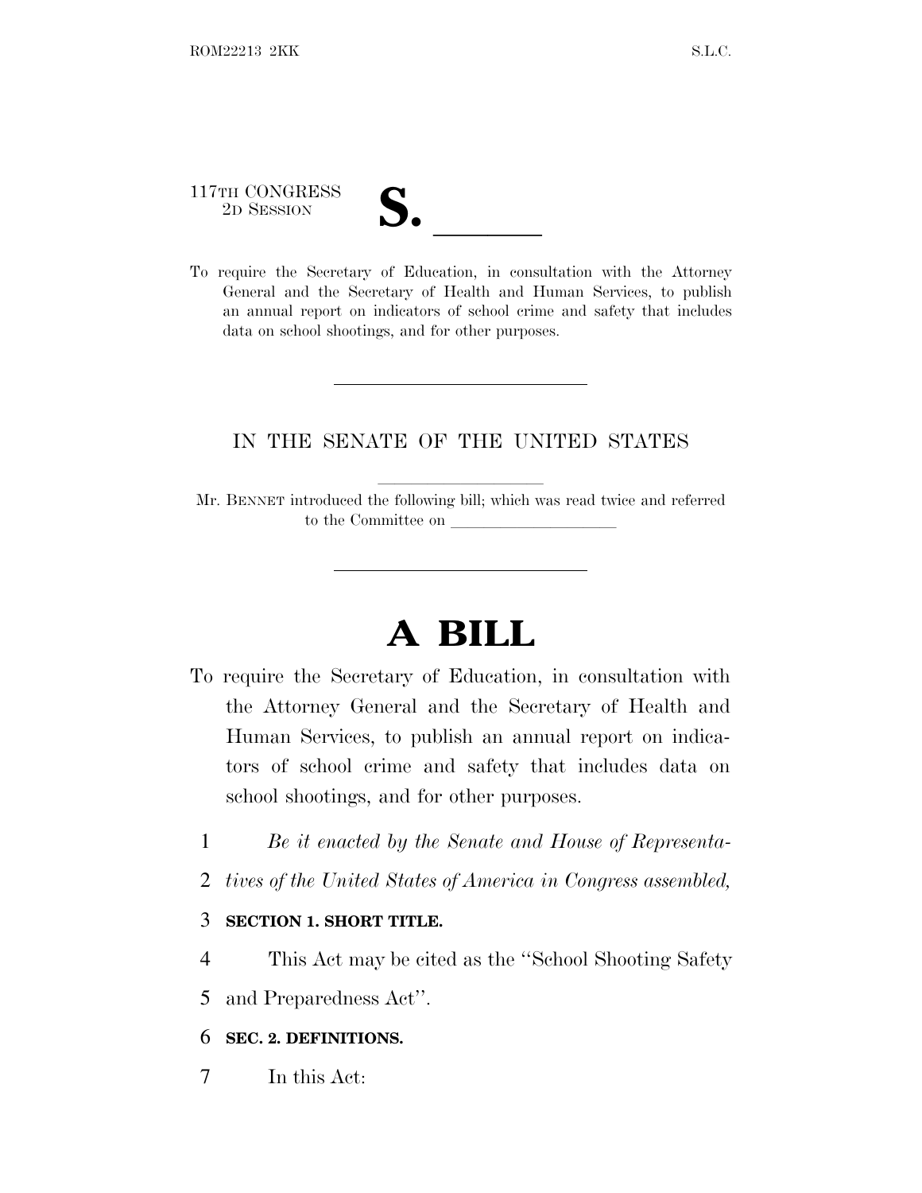117TH CONGRESS
2D SESSION

# S. ______

To require the Secretary of Education, in consultation with the Attorney General and the Secretary of Health and Human Services, to publish an annual report on indicators of school crime and safety that includes data on school shootings, and for other purposes.

---

IN THE SENATE OF THE UNITED STATES

Mr. BENNET introduced the following bill; which was read twice and referred to the Committee on ______________________

---

# A BILL

To require the Secretary of Education, in consultation with the Attorney General and the Secretary of Health and Human Services, to publish an annual report on indicators of school crime and safety that includes data on school shootings, and for other purposes.

1 *Be it enacted by the Senate and House of Representa-*
2 *tives of the United States of America in Congress assembled,*

3 **SECTION 1. SHORT TITLE.**

4 This Act may be cited as the ''School Shooting Safety
5 and Preparedness Act''.

6 **SEC. 2. DEFINITIONS.**

7 In this Act: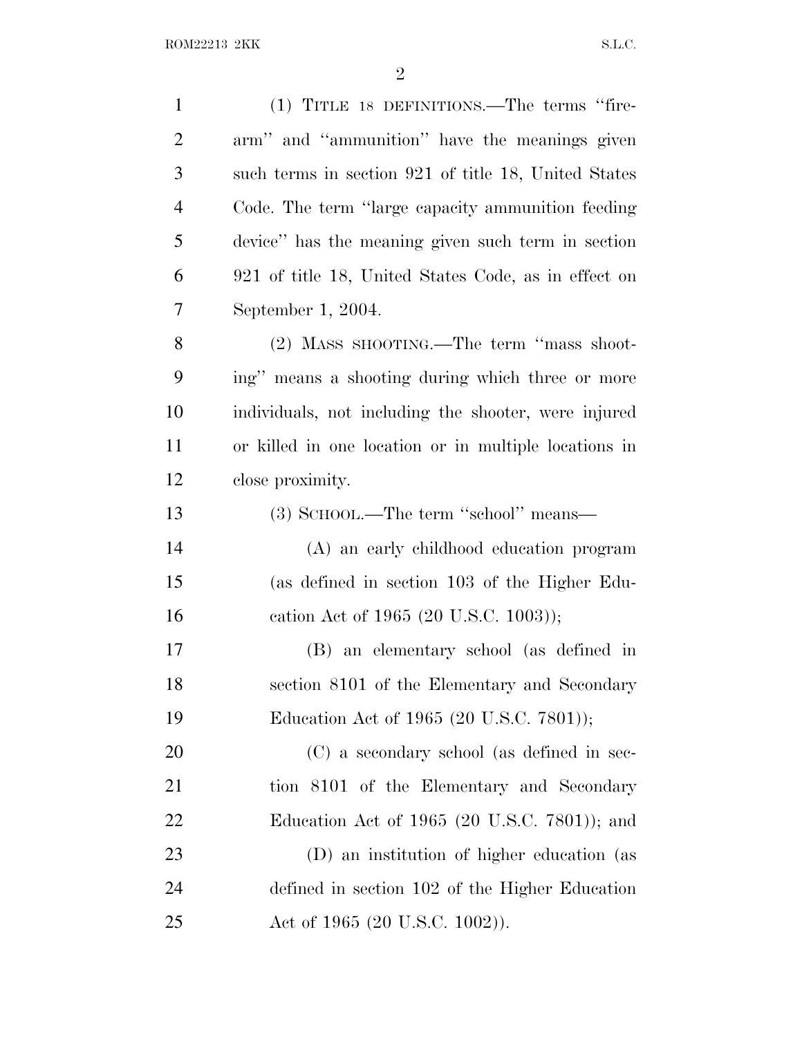(1) TITLE 18 DEFINITIONS.—The terms ''firearm'' and ''ammunition'' have the meanings given such terms in section 921 of title 18, United States Code. The term ''large capacity ammunition feeding device'' has the meaning given such term in section 921 of title 18, United States Code, as in effect on September 1, 2004.

(2) MASS SHOOTING.—The term ''mass shooting'' means a shooting during which three or more individuals, not including the shooter, were injured or killed in one location or in multiple locations in close proximity.

(3) SCHOOL.—The term ''school'' means—

(A) an early childhood education program (as defined in section 103 of the Higher Education Act of 1965 (20 U.S.C. 1003));

(B) an elementary school (as defined in section 8101 of the Elementary and Secondary Education Act of 1965 (20 U.S.C. 7801));

(C) a secondary school (as defined in section 8101 of the Elementary and Secondary Education Act of 1965 (20 U.S.C. 7801)); and

(D) an institution of higher education (as defined in section 102 of the Higher Education Act of 1965 (20 U.S.C. 1002)).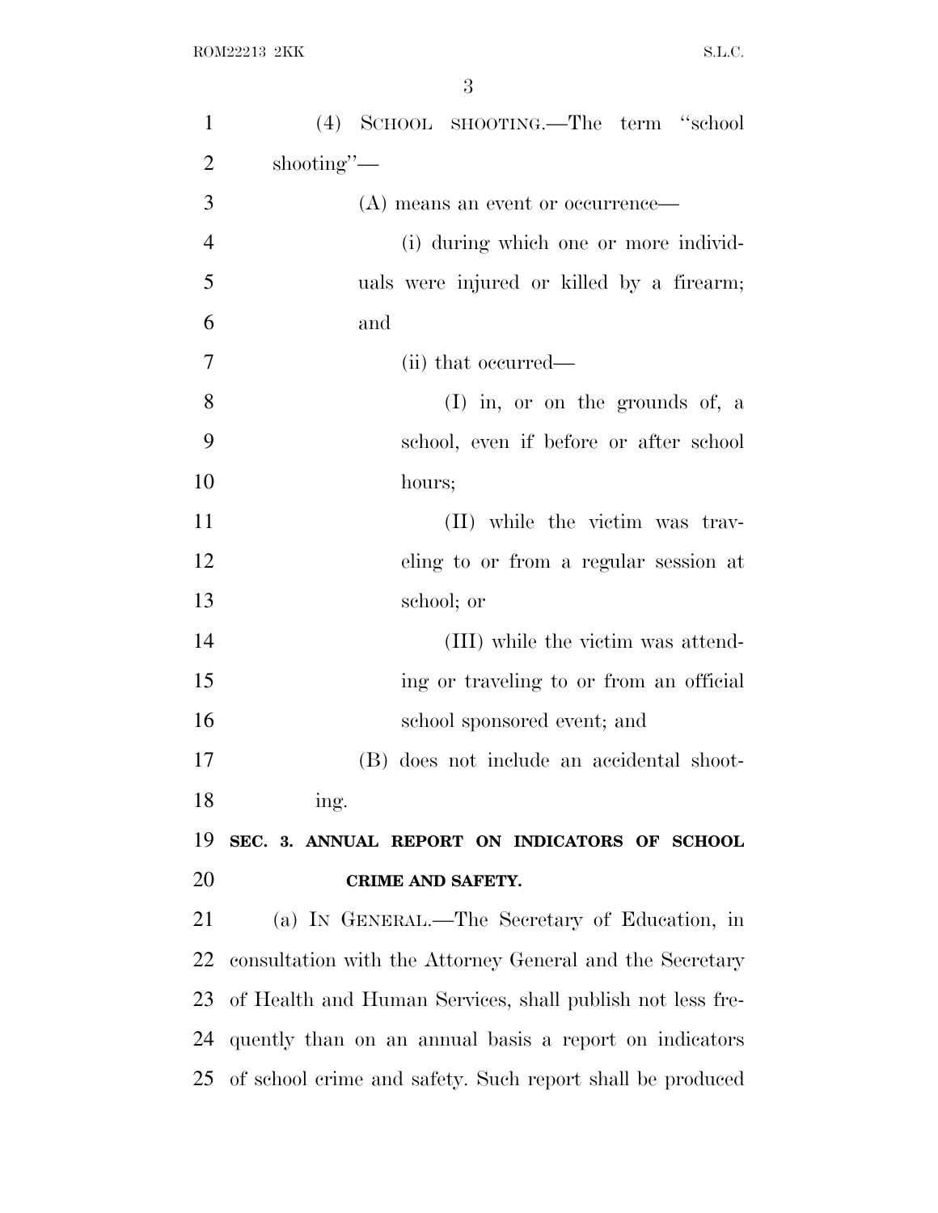(4) SCHOOL SHOOTING.—The term "school shooting"—

(A) means an event or occurrence—

(i) during which one or more individuals were injured or killed by a firearm; and

(ii) that occurred—

(I) in, or on the grounds of, a school, even if before or after school hours;

(II) while the victim was traveling to or from a regular session at school; or

(III) while the victim was attending or traveling to or from an official school sponsored event; and

(B) does not include an accidental shooting.

**SEC. 3. ANNUAL REPORT ON INDICATORS OF SCHOOL CRIME AND SAFETY.**

(a) IN GENERAL.—The Secretary of Education, in consultation with the Attorney General and the Secretary of Health and Human Services, shall publish not less frequently than on an annual basis a report on indicators of school crime and safety. Such report shall be produced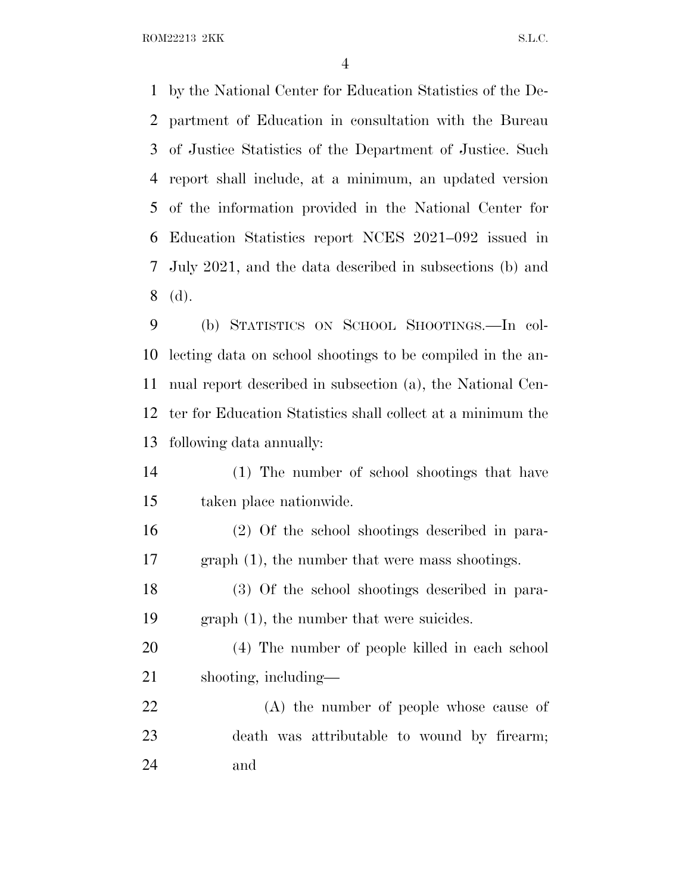by the National Center for Education Statistics of the Department of Education in consultation with the Bureau of Justice Statistics of the Department of Justice. Such report shall include, at a minimum, an updated version of the information provided in the National Center for Education Statistics report NCES 2021–092 issued in July 2021, and the data described in subsections (b) and (d).

(b) STATISTICS ON SCHOOL SHOOTINGS.—In collecting data on school shootings to be compiled in the annual report described in subsection (a), the National Center for Education Statistics shall collect at a minimum the following data annually:

(1) The number of school shootings that have taken place nationwide.

(2) Of the school shootings described in paragraph (1), the number that were mass shootings.

(3) Of the school shootings described in paragraph (1), the number that were suicides.

(4) The number of people killed in each school shooting, including—

(A) the number of people whose cause of death was attributable to wound by firearm; and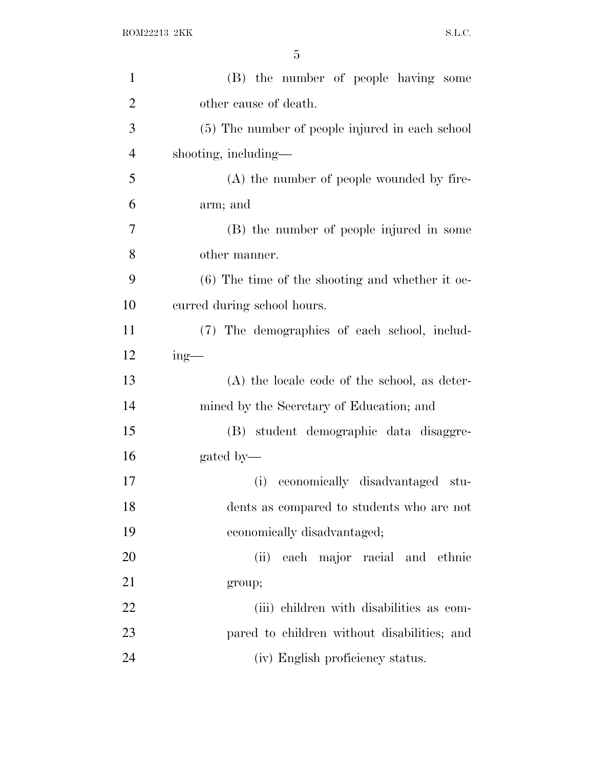(B) the number of people having some other cause of death.

(5) The number of people injured in each school shooting, including—

(A) the number of people wounded by firearm; and

(B) the number of people injured in some other manner.

(6) The time of the shooting and whether it occurred during school hours.

(7) The demographics of each school, including—

(A) the locale code of the school, as determined by the Secretary of Education; and

(B) student demographic data disaggregated by—

(i) economically disadvantaged students as compared to students who are not economically disadvantaged;

(ii) each major racial and ethnic group;

(iii) children with disabilities as compared to children without disabilities; and

(iv) English proficiency status.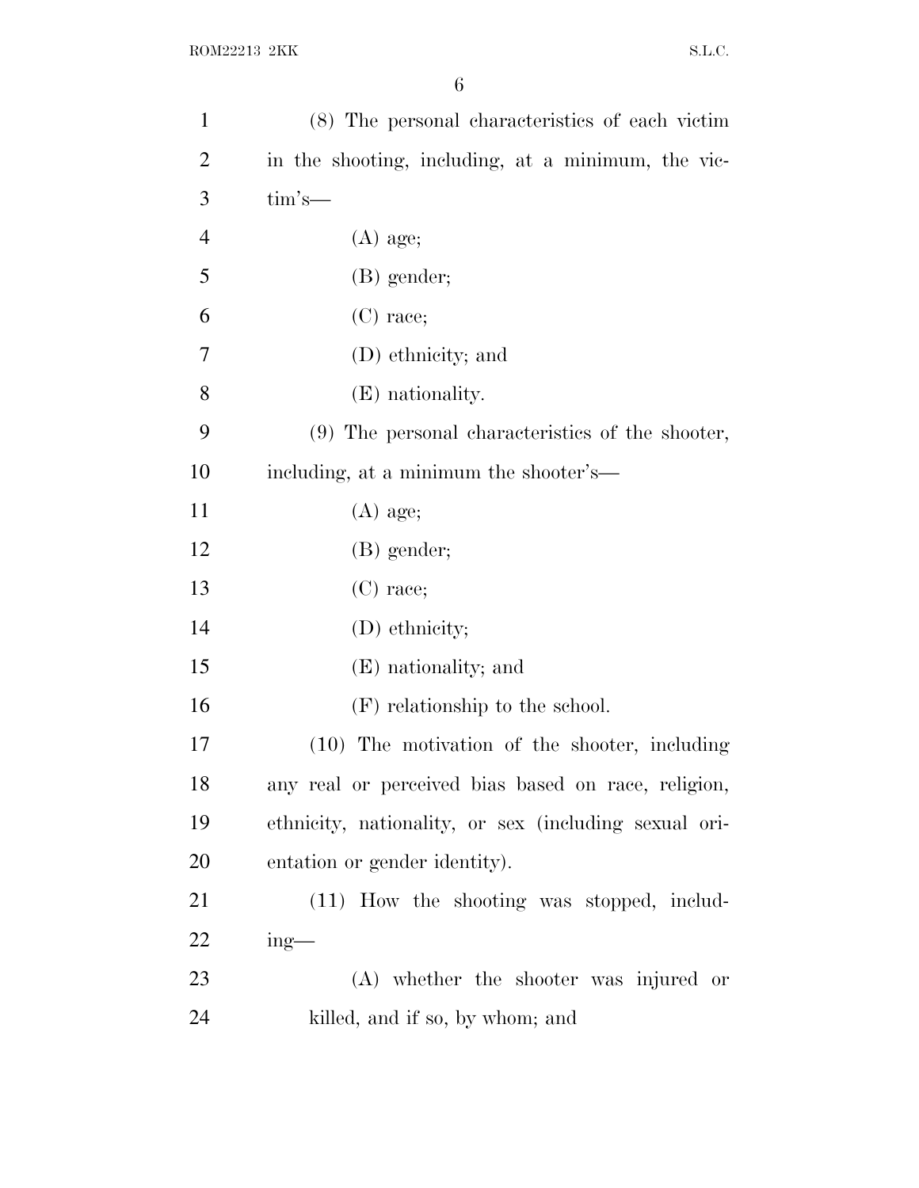(8) The personal characteristics of each victim in the shooting, including, at a minimum, the victim's—

(A) age;

(B) gender;

(C) race;

(D) ethnicity; and

(E) nationality.

(9) The personal characteristics of the shooter, including, at a minimum the shooter's—

(A) age;

(B) gender;

(C) race;

(D) ethnicity;

(E) nationality; and

(F) relationship to the school.

(10) The motivation of the shooter, including any real or perceived bias based on race, religion, ethnicity, nationality, or sex (including sexual orientation or gender identity).

(11) How the shooting was stopped, including—

(A) whether the shooter was injured or killed, and if so, by whom; and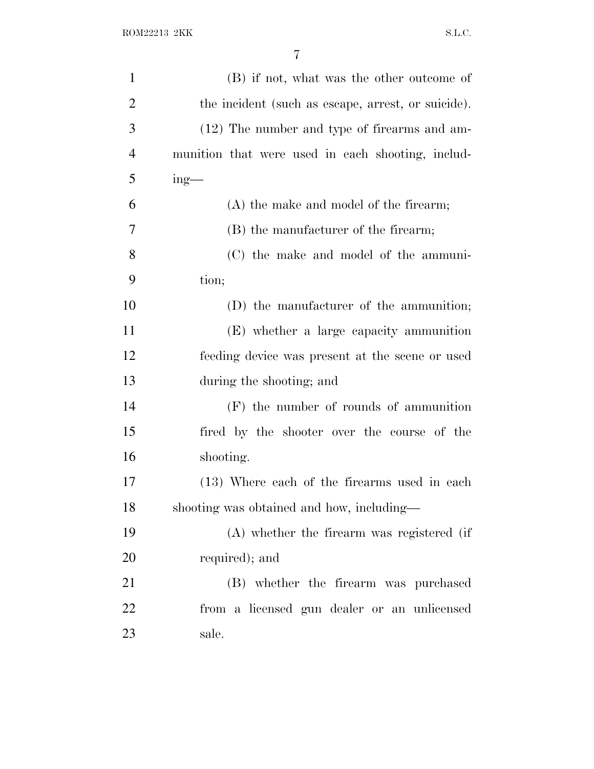(B) if not, what was the other outcome of the incident (such as escape, arrest, or suicide).

(12) The number and type of firearms and ammunition that were used in each shooting, including—

(A) the make and model of the firearm;

(B) the manufacturer of the firearm;

(C) the make and model of the ammunition;

(D) the manufacturer of the ammunition;

(E) whether a large capacity ammunition feeding device was present at the scene or used during the shooting; and

(F) the number of rounds of ammunition fired by the shooter over the course of the shooting.

(13) Where each of the firearms used in each shooting was obtained and how, including—

(A) whether the firearm was registered (if required); and

(B) whether the firearm was purchased from a licensed gun dealer or an unlicensed sale.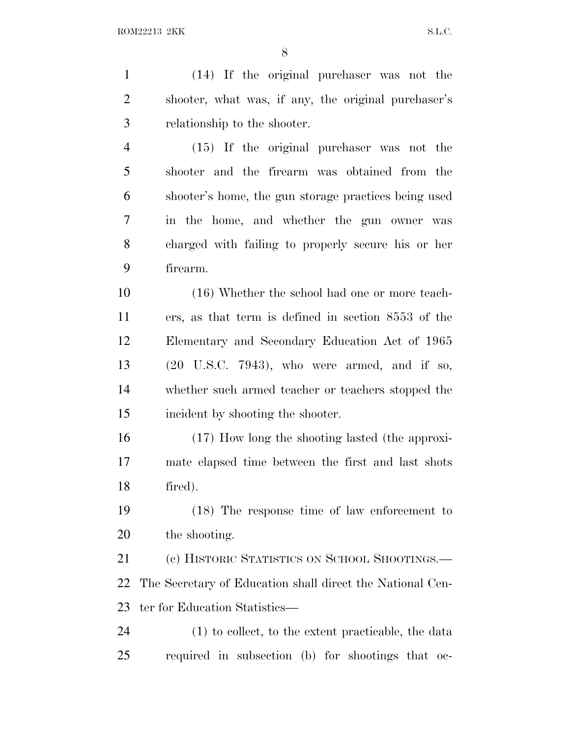(14) If the original purchaser was not the shooter, what was, if any, the original purchaser's relationship to the shooter.

(15) If the original purchaser was not the shooter and the firearm was obtained from the shooter's home, the gun storage practices being used in the home, and whether the gun owner was charged with failing to properly secure his or her firearm.

(16) Whether the school had one or more teachers, as that term is defined in section 8553 of the Elementary and Secondary Education Act of 1965 (20 U.S.C. 7943), who were armed, and if so, whether such armed teacher or teachers stopped the incident by shooting the shooter.

(17) How long the shooting lasted (the approximate elapsed time between the first and last shots fired).

(18) The response time of law enforcement to the shooting.

(c) HISTORIC STATISTICS ON SCHOOL SHOOTINGS.—The Secretary of Education shall direct the National Center for Education Statistics—

(1) to collect, to the extent practicable, the data required in subsection (b) for shootings that oc-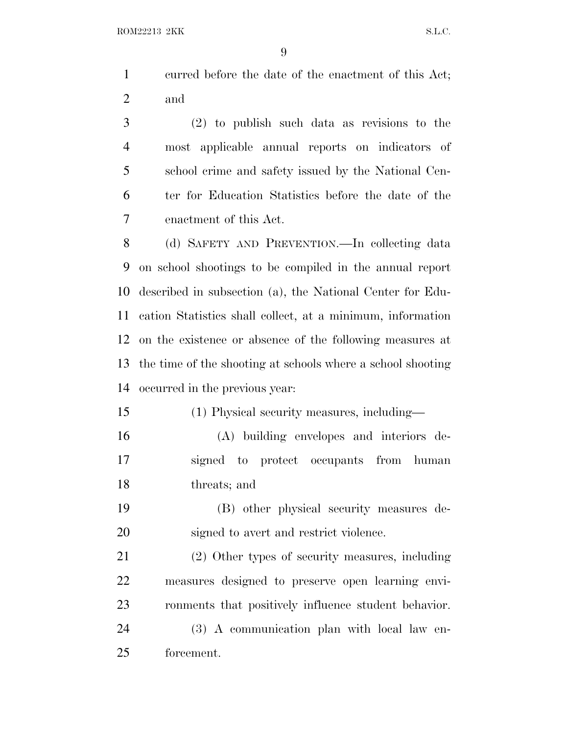curred before the date of the enactment of this Act; and

(2) to publish such data as revisions to the most applicable annual reports on indicators of school crime and safety issued by the National Center for Education Statistics before the date of the enactment of this Act.

(d) SAFETY AND PREVENTION.—In collecting data on school shootings to be compiled in the annual report described in subsection (a), the National Center for Education Statistics shall collect, at a minimum, information on the existence or absence of the following measures at the time of the shooting at schools where a school shooting occurred in the previous year:

(1) Physical security measures, including—

(A) building envelopes and interiors designed to protect occupants from human threats; and

(B) other physical security measures designed to avert and restrict violence.

(2) Other types of security measures, including measures designed to preserve open learning environments that positively influence student behavior.

(3) A communication plan with local law enforcement.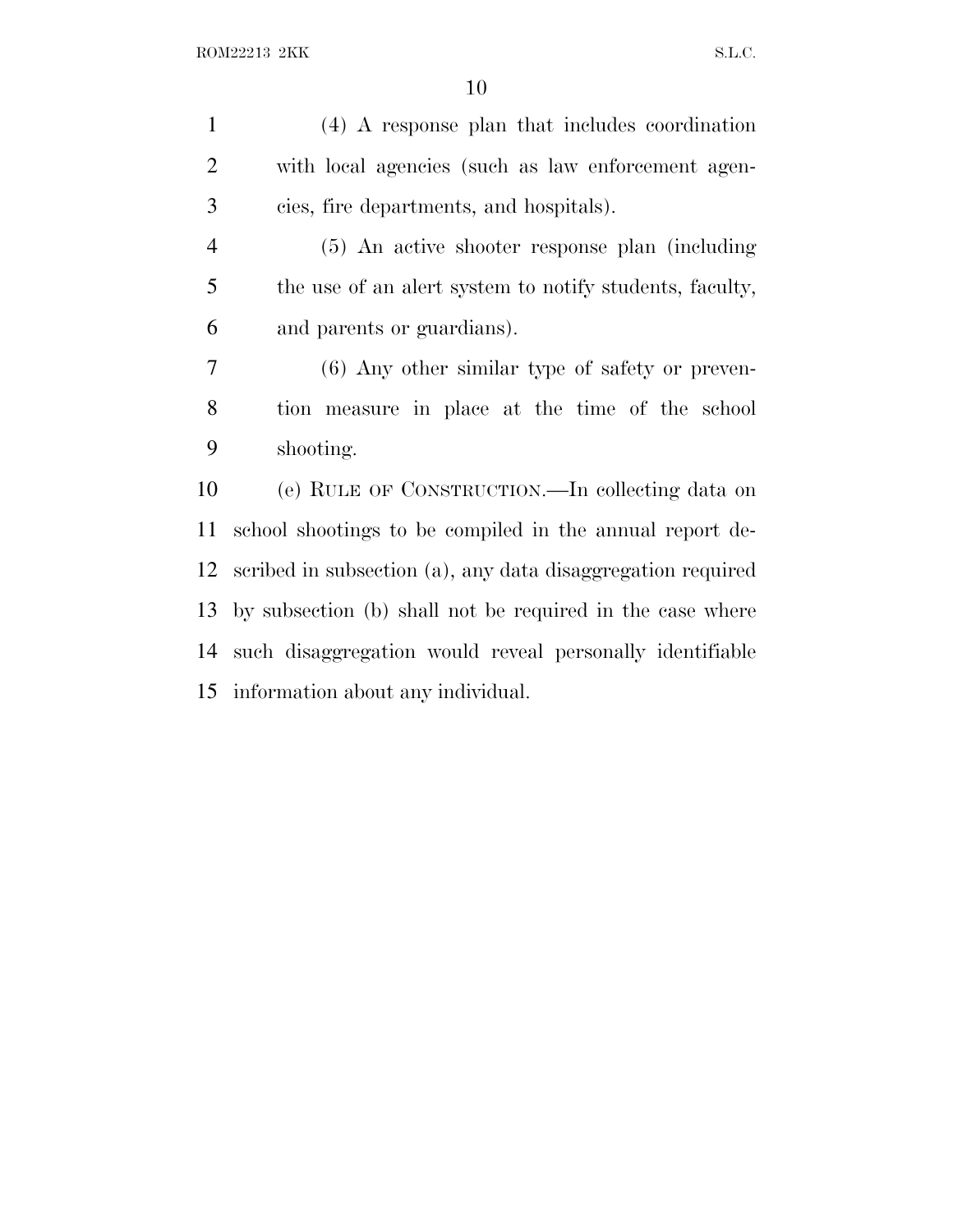(4) A response plan that includes coordination with local agencies (such as law enforcement agencies, fire departments, and hospitals).

(5) An active shooter response plan (including the use of an alert system to notify students, faculty, and parents or guardians).

(6) Any other similar type of safety or prevention measure in place at the time of the school shooting.

(e) RULE OF CONSTRUCTION.—In collecting data on school shootings to be compiled in the annual report described in subsection (a), any data disaggregation required by subsection (b) shall not be required in the case where such disaggregation would reveal personally identifiable information about any individual.